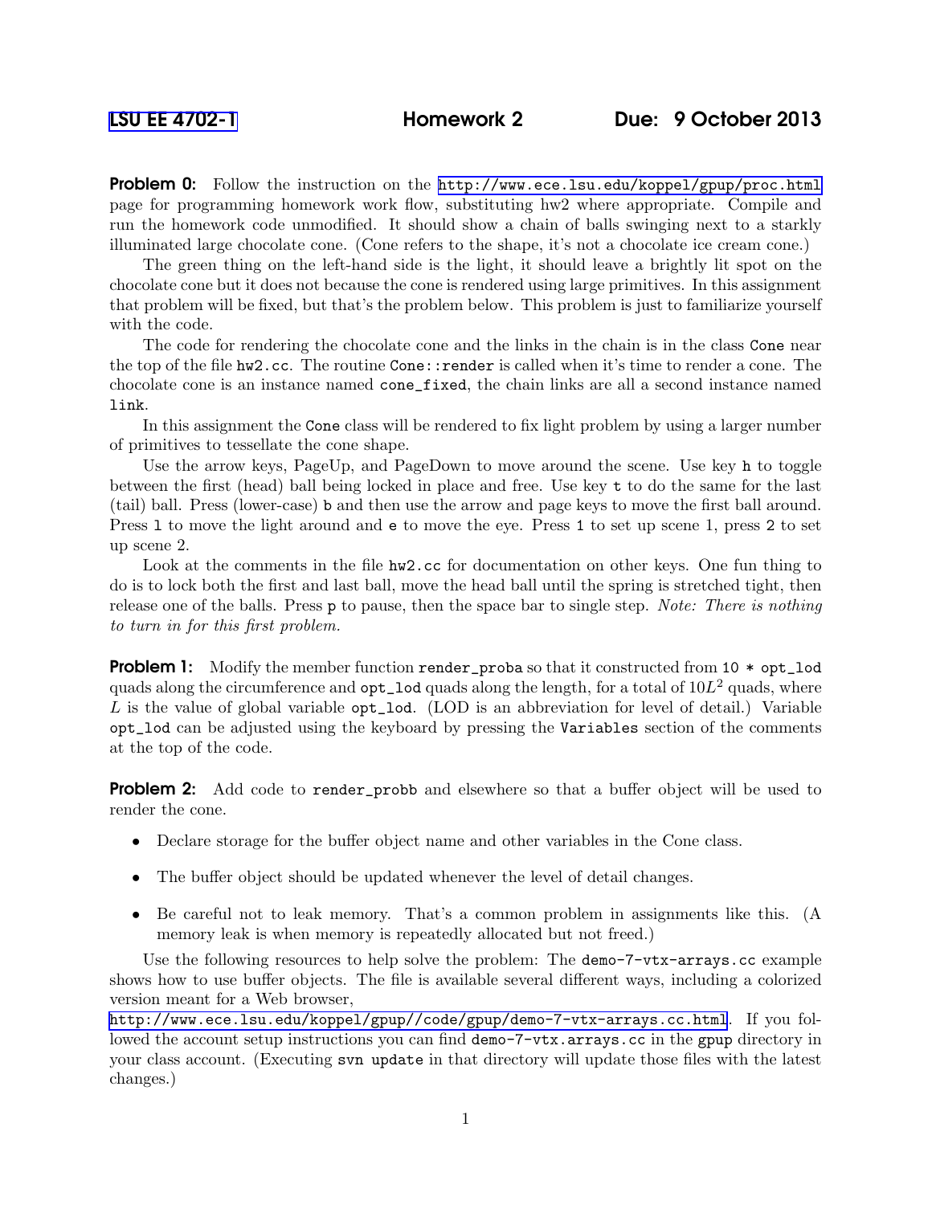LSU EE 4702-1 **Homework 2** **Due: 9 October 2013**

**Problem 0:** Follow the instruction on the http://www.ece.lsu.edu/koppel/gpup/proc.html page for programming homework work flow, substituting hw2 where appropriate. Compile and run the homework code unmodified. It should show a chain of balls swinging next to a starkly illuminated large chocolate cone. (Cone refers to the shape, it's not a chocolate ice cream cone.)

The green thing on the left-hand side is the light, it should leave a brightly lit spot on the chocolate cone but it does not because the cone is rendered using large primitives. In this assignment that problem will be fixed, but that's the problem below. This problem is just to familiarize yourself with the code.

The code for rendering the chocolate cone and the links in the chain is in the class `Cone` near the top of the file `hw2.cc`. The routine `Cone::render` is called when it's time to render a cone. The chocolate cone is an instance named `cone_fixed`, the chain links are all a second instance named `link`.

In this assignment the `Cone` class will be rendered to fix light problem by using a larger number of primitives to tessellate the cone shape.

Use the arrow keys, PageUp, and PageDown to move around the scene. Use key `h` to toggle between the first (head) ball being locked in place and free. Use key `t` to do the same for the last (tail) ball. Press (lower-case) `b` and then use the arrow and page keys to move the first ball around. Press `l` to move the light around and `e` to move the eye. Press `1` to set up scene 1, press `2` to set up scene 2.

Look at the comments in the file `hw2.cc` for documentation on other keys. One fun thing to do is to lock both the first and last ball, move the head ball until the spring is stretched tight, then release one of the balls. Press `p` to pause, then the space bar to single step. *Note: There is nothing to turn in for this first problem.*

**Problem 1:** Modify the member function `render_proba` so that it constructed from `10 * opt_lod` quads along the circumference and `opt_lod` quads along the length, for a total of $10L^2$ quads, where $L$ is the value of global variable `opt_lod`. (LOD is an abbreviation for level of detail.) Variable `opt_lod` can be adjusted using the keyboard by pressing the `Variables` section of the comments at the top of the code.

**Problem 2:** Add code to `render_probb` and elsewhere so that a buffer object will be used to render the cone.

- Declare storage for the buffer object name and other variables in the Cone class.
- The buffer object should be updated whenever the level of detail changes.
- Be careful not to leak memory. That's a common problem in assignments like this. (A memory leak is when memory is repeatedly allocated but not freed.)

Use the following resources to help solve the problem: The `demo-7-vtx-arrays.cc` example shows how to use buffer objects. The file is available several different ways, including a colorized version meant for a Web browser, http://www.ece.lsu.edu/koppel/gpup//code/gpup/demo-7-vtx-arrays.cc.html. If you followed the account setup instructions you can find `demo-7-vtx.arrays.cc` in the `gpup` directory in your class account. (Executing `svn update` in that directory will update those files with the latest changes.)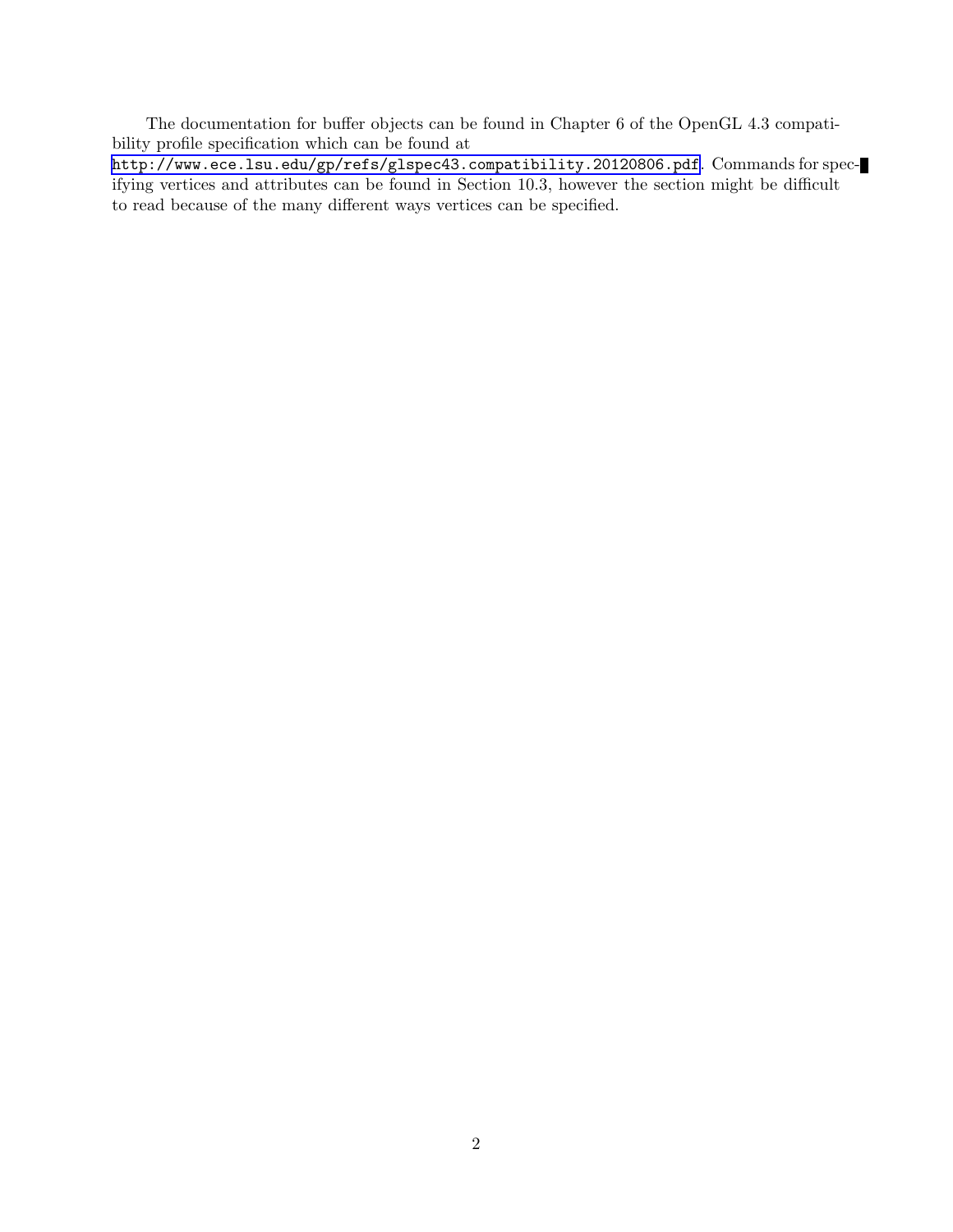The documentation for buffer objects can be found in Chapter 6 of the OpenGL 4.3 compatibility profile specification which can be found at
http://www.ece.lsu.edu/gp/refs/glspec43.compatibility.20120806.pdf. Commands for specifying vertices and attributes can be found in Section 10.3, however the section might be difficult to read because of the many different ways vertices can be specified.